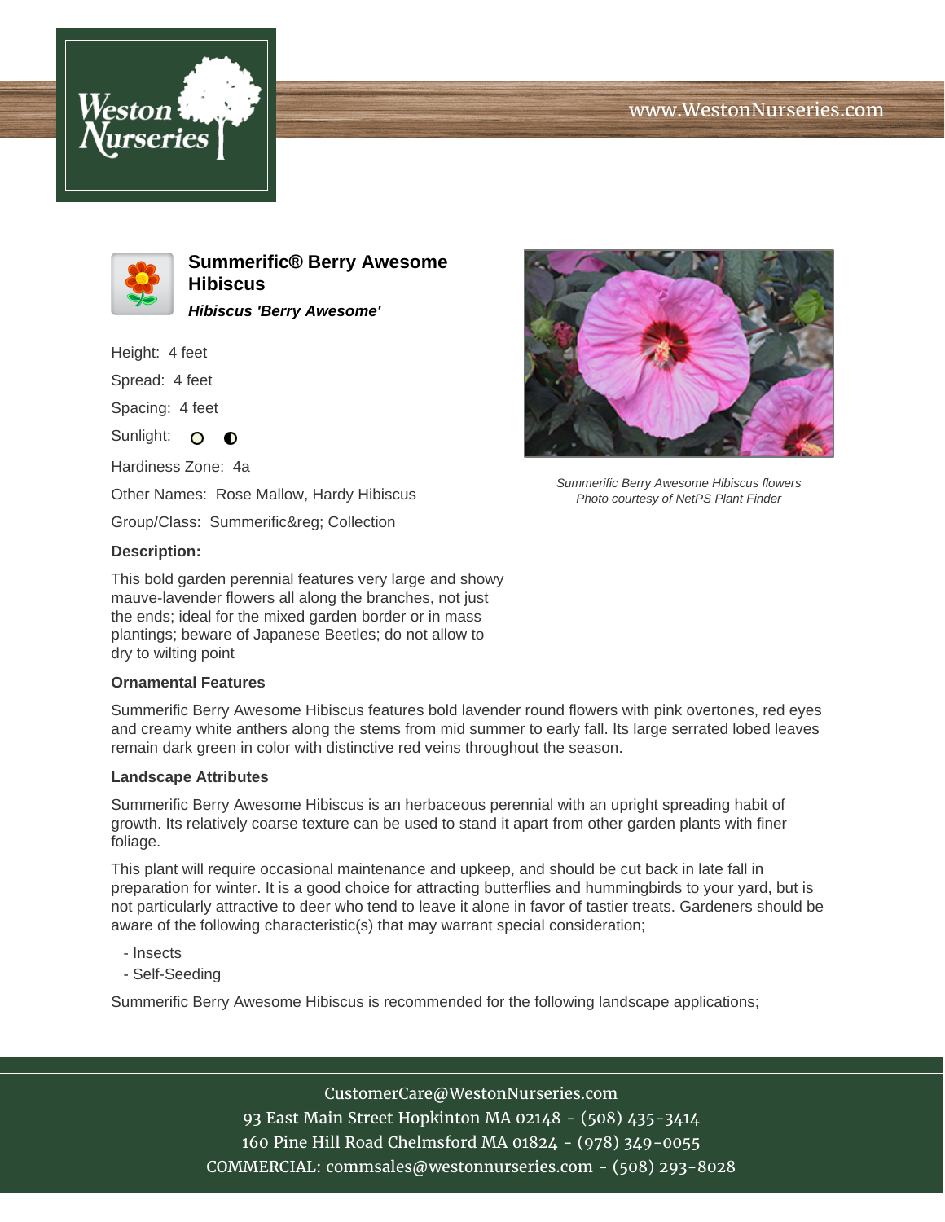# Summerific® Berry Awesome Hibiscus

***Hibiscus 'Berry Awesome'***

Height: 4 feet

Spread: 4 feet

Spacing: 4 feet

Sunlight:

Hardiness Zone: 4a

Other Names: Rose Mallow, Hardy Hibiscus

Group/Class: Summerific&reg; Collection

*Summerific Berry Awesome Hibiscus flowers*
*Photo courtesy of NetPS Plant Finder*

**Description:**

This bold garden perennial features very large and showy mauve-lavender flowers all along the branches, not just the ends; ideal for the mixed garden border or in mass plantings; beware of Japanese Beetles; do not allow to dry to wilting point

**Ornamental Features**

Summerific Berry Awesome Hibiscus features bold lavender round flowers with pink overtones, red eyes and creamy white anthers along the stems from mid summer to early fall. Its large serrated lobed leaves remain dark green in color with distinctive red veins throughout the season.

**Landscape Attributes**

Summerific Berry Awesome Hibiscus is an herbaceous perennial with an upright spreading habit of growth. Its relatively coarse texture can be used to stand it apart from other garden plants with finer foliage.

This plant will require occasional maintenance and upkeep, and should be cut back in late fall in preparation for winter. It is a good choice for attracting butterflies and hummingbirds to your yard, but is not particularly attractive to deer who tend to leave it alone in favor of tastier treats. Gardeners should be aware of the following characteristic(s) that may warrant special consideration;

- Insects
- Self-Seeding

Summerific Berry Awesome Hibiscus is recommended for the following landscape applications;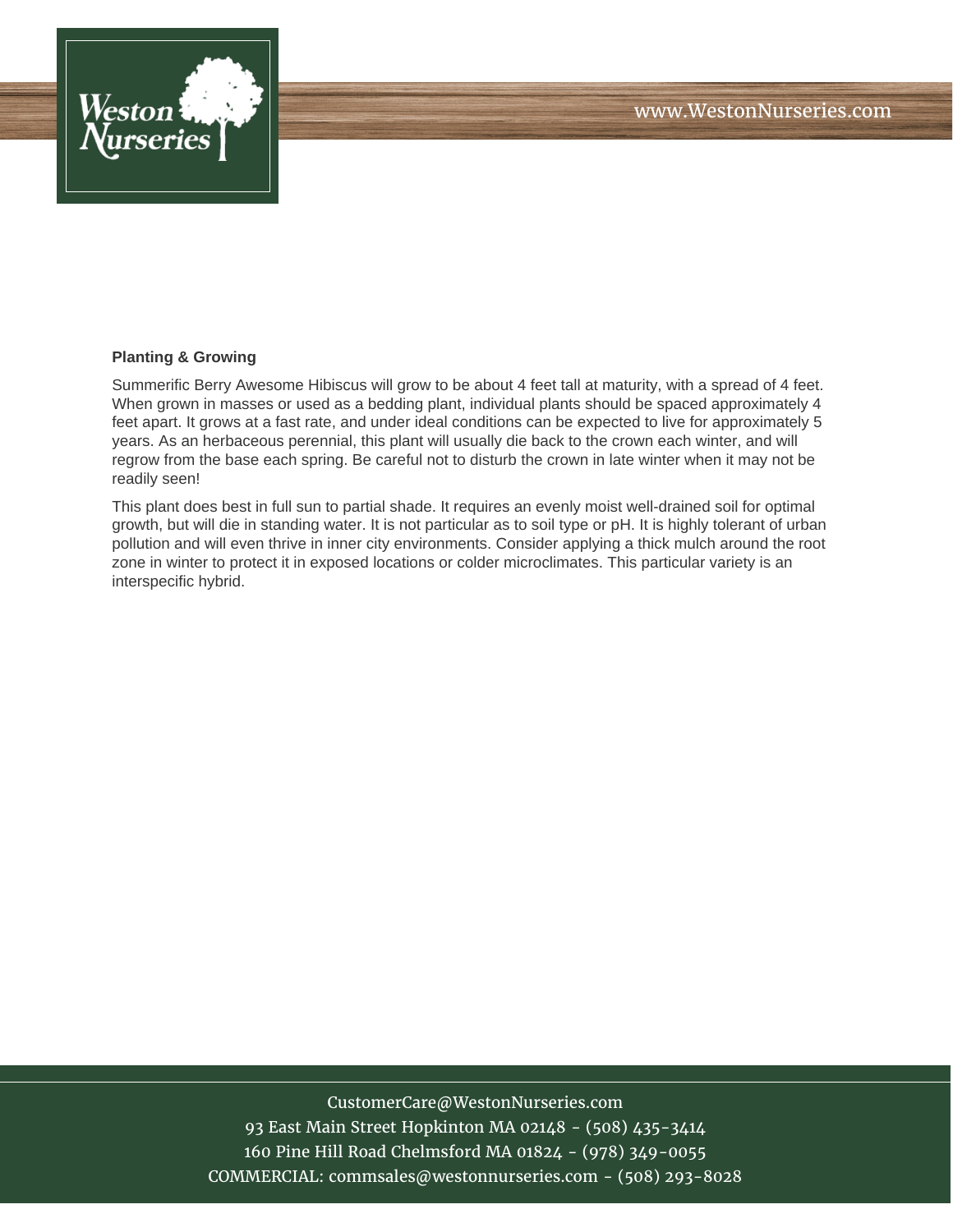**Planting & Growing**

Summerific Berry Awesome Hibiscus will grow to be about 4 feet tall at maturity, with a spread of 4 feet. When grown in masses or used as a bedding plant, individual plants should be spaced approximately 4 feet apart. It grows at a fast rate, and under ideal conditions can be expected to live for approximately 5 years. As an herbaceous perennial, this plant will usually die back to the crown each winter, and will regrow from the base each spring. Be careful not to disturb the crown in late winter when it may not be readily seen!

This plant does best in full sun to partial shade. It requires an evenly moist well-drained soil for optimal growth, but will die in standing water. It is not particular as to soil type or pH. It is highly tolerant of urban pollution and will even thrive in inner city environments. Consider applying a thick mulch around the root zone in winter to protect it in exposed locations or colder microclimates. This particular variety is an interspecific hybrid.